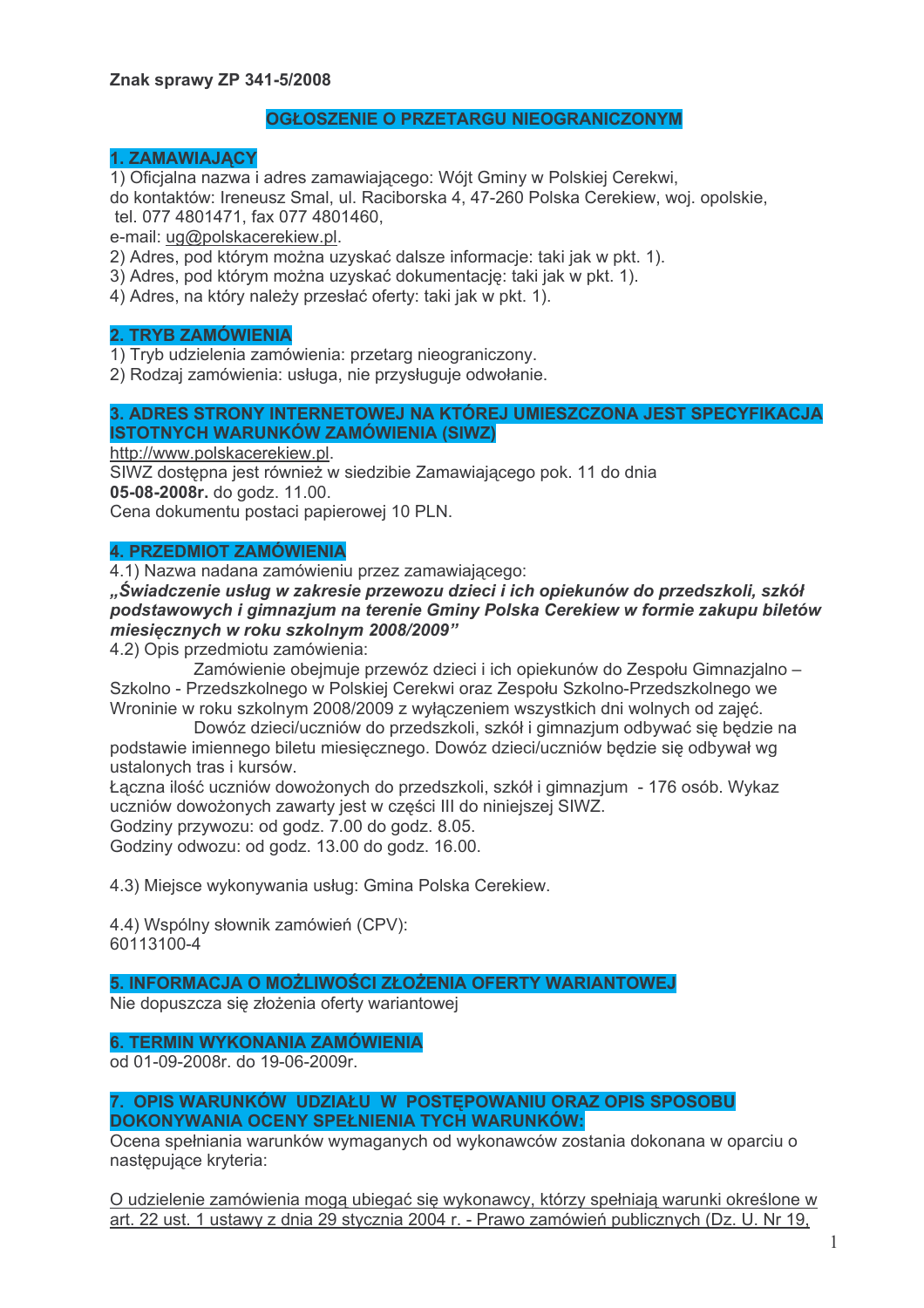**Znak sprawy ZP 341-5/2008**

# OGŁOSZENIE O PRZETARGU NIEOGRANICZONYM

## 1. ZAMAWIAJĄCY

1) Oficjalna nazwa i adres zamawiającego: Wójt Gminy w Polskiej Cerekwi,
do kontaktów: Ireneusz Smal, ul. Raciborska 4, 47-260 Polska Cerekiew, woj. opolskie,
tel. 077 4801471, fax 077 4801460,
e-mail: ug@polskacerekiew.pl.
2) Adres, pod którym można uzyskać dalsze informacje: taki jak w pkt. 1).
3) Adres, pod którym można uzyskać dokumentację: taki jak w pkt. 1).
4) Adres, na który należy przesłać oferty: taki jak w pkt. 1).

## 2. TRYB ZAMÓWIENIA

1) Tryb udzielenia zamówienia: przetarg nieograniczony.
2) Rodzaj zamówienia: usługa, nie przysługuje odwołanie.

## 3. ADRES STRONY INTERNETOWEJ NA KTÓREJ UMIESZCZONA JEST SPECYFIKACJA ISTOTNYCH WARUNKÓW ZAMÓWIENIA (SIWZ)

http://www.polskacerekiew.pl.
SIWZ dostępna jest również w siedzibie Zamawiającego pok. 11 do dnia **05-08-2008r.** do godz. 11.00.
Cena dokumentu postaci papierowej 10 PLN.

## 4. PRZEDMIOT ZAMÓWIENIA

4.1) Nazwa nadana zamówieniu przez zamawiającego:
***„Świadczenie usług w zakresie przewozu dzieci i ich opiekunów do przedszkoli, szkół podstawowych i gimnazjum na terenie Gminy Polska Cerekiew w formie zakupu biletów miesięcznych w roku szkolnym 2008/2009"***
4.2) Opis przedmiotu zamówienia:

Zamówienie obejmuje przewóz dzieci i ich opiekunów do Zespołu Gimnazjalno – Szkolno - Przedszkolnego w Polskiej Cerekwi oraz Zespołu Szkolno-Przedszkolnego we Wroninie w roku szkolnym 2008/2009 z wyłączeniem wszystkich dni wolnych od zajęć.

Dowóz dzieci/uczniów do przedszkoli, szkół i gimnazjum odbywać się będzie na podstawie imiennego biletu miesięcznego. Dowóz dzieci/uczniów będzie się odbywał wg ustalonych tras i kursów.

Łączna ilość uczniów dowożonych do przedszkoli, szkół i gimnazjum - 176 osób. Wykaz uczniów dowożonych zawarty jest w części III do niniejszej SIWZ.
Godziny przywozu: od godz. 7.00 do godz. 8.05.
Godziny odwozu: od godz. 13.00 do godz. 16.00.

4.3) Miejsce wykonywania usług: Gmina Polska Cerekiew.

4.4) Wspólny słownik zamówień (CPV):
60113100-4

## 5. INFORMACJA O MOŻLIWOŚCI ZŁOŻENIA OFERTY WARIANTOWEJ

Nie dopuszcza się złożenia oferty wariantowej

## 6. TERMIN WYKONANIA ZAMÓWIENIA

od 01-09-2008r. do 19-06-2009r.

## 7. OPIS WARUNKÓW UDZIAŁU W POSTĘPOWANIU ORAZ OPIS SPOSOBU DOKONYWANIA OCENY SPEŁNIENIA TYCH WARUNKÓW:

Ocena spełniania warunków wymaganych od wykonawców zostania dokonana w oparciu o następujące kryteria:

O udzielenie zamówienia mogą ubiegać się wykonawcy, którzy spełniają warunki określone w art. 22 ust. 1 ustawy z dnia 29 stycznia 2004 r. - Prawo zamówień publicznych (Dz. U. Nr 19,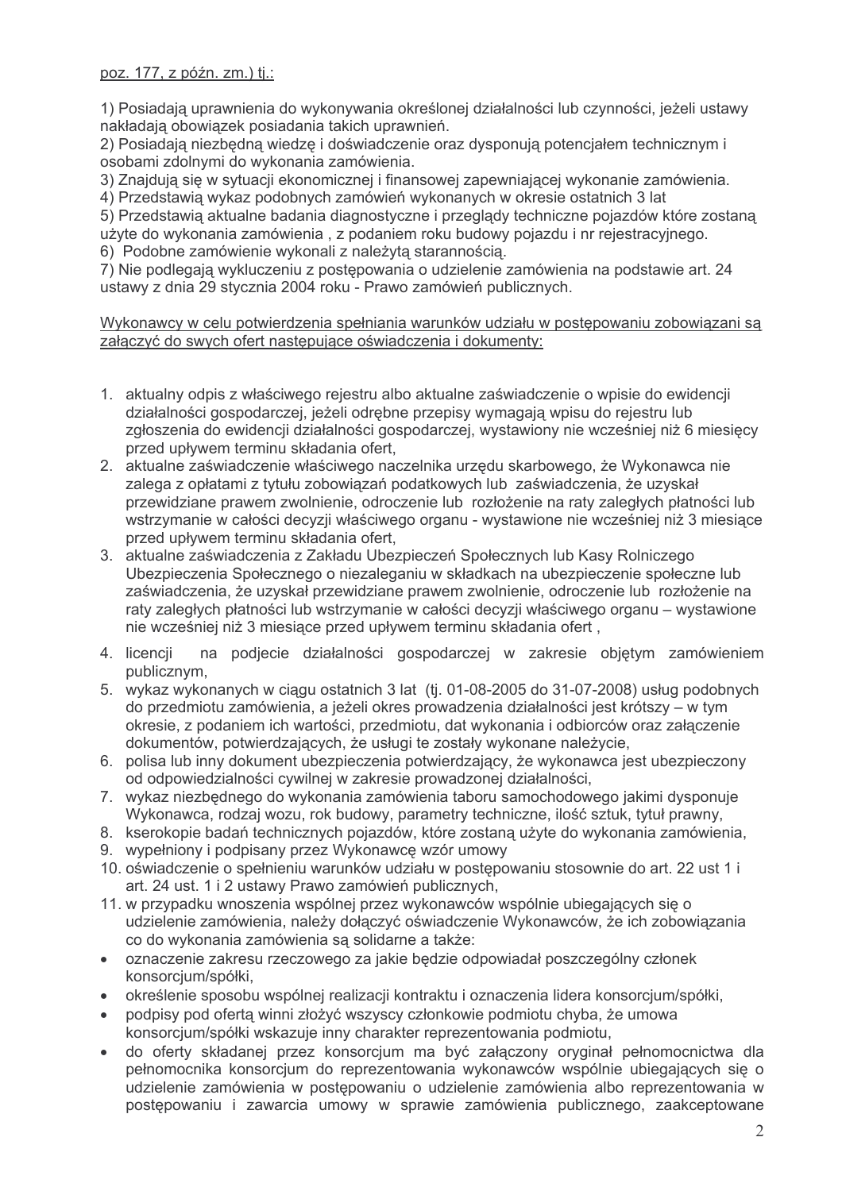poz. 177, z późn. zm.) tj.:

1) Posiadają uprawnienia do wykonywania określonej działalności lub czynności, jeżeli ustawy nakładają obowiązek posiadania takich uprawnień.
2) Posiadają niezbędną wiedzę i doświadczenie oraz dysponują potencjałem technicznym i osobami zdolnymi do wykonania zamówienia.
3) Znajdują się w sytuacji ekonomicznej i finansowej zapewniającej wykonanie zamówienia.
4) Przedstawią wykaz podobnych zamówień wykonanych w okresie ostatnich 3 lat
5) Przedstawią aktualne badania diagnostyczne i przeglądy techniczne pojazdów które zostaną użyte do wykonania zamówienia , z podaniem roku budowy pojazdu i nr rejestracyjnego.
6) Podobne zamówienie wykonali z należytą starannością.
7) Nie podlegają wykluczeniu z postępowania o udzielenie zamówienia na podstawie art. 24 ustawy z dnia 29 stycznia 2004 roku - Prawo zamówień publicznych.

Wykonawcy w celu potwierdzenia spełniania warunków udziału w postępowaniu zobowiązani są załączyć do swych ofert następujące oświadczenia i dokumenty:

1. aktualny odpis z właściwego rejestru albo aktualne zaświadczenie o wpisie do ewidencji działalności gospodarczej, jeżeli odrębne przepisy wymagają wpisu do rejestru lub zgłoszenia do ewidencji działalności gospodarczej, wystawiony nie wcześniej niż 6 miesięcy przed upływem terminu składania ofert,
2. aktualne zaświadczenie właściwego naczelnika urzędu skarbowego, że Wykonawca nie zalega z opłatami z tytułu zobowiązań podatkowych lub zaświadczenia, że uzyskał przewidziane prawem zwolnienie, odroczenie lub rozłożenie na raty zaległych płatności lub wstrzymanie w całości decyzji właściwego organu - wystawione nie wcześniej niż 3 miesiące przed upływem terminu składania ofert,
3. aktualne zaświadczenia z Zakładu Ubezpieczeń Społecznych lub Kasy Rolniczego Ubezpieczenia Społecznego o niezaleganiu w składkach na ubezpieczenie społeczne lub zaświadczenia, że uzyskał przewidziane prawem zwolnienie, odroczenie lub rozłożenie na raty zaległych płatności lub wstrzymanie w całości decyzji właściwego organu – wystawione nie wcześniej niż 3 miesiące przed upływem terminu składania ofert ,
4. licencji na podjecie działalności gospodarczej w zakresie objętym zamówieniem publicznym,
5. wykaz wykonanych w ciągu ostatnich 3 lat (tj. 01-08-2005 do 31-07-2008) usług podobnych do przedmiotu zamówienia, a jeżeli okres prowadzenia działalności jest krótszy – w tym okresie, z podaniem ich wartości, przedmiotu, dat wykonania i odbiorców oraz załączenie dokumentów, potwierdzających, że usługi te zostały wykonane należycie,
6. polisa lub inny dokument ubezpieczenia potwierdzający, że wykonawca jest ubezpieczony od odpowiedzialności cywilnej w zakresie prowadzonej działalności,
7. wykaz niezbędnego do wykonania zamówienia taboru samochodowego jakimi dysponuje Wykonawca, rodzaj wozu, rok budowy, parametry techniczne, ilość sztuk, tytuł prawny,
8. kserokopie badań technicznych pojazdów, które zostaną użyte do wykonania zamówienia,
9. wypełniony i podpisany przez Wykonawcę wzór umowy
10. oświadczenie o spełnieniu warunków udziału w postępowaniu stosownie do art. 22 ust 1 i art. 24 ust. 1 i 2 ustawy Prawo zamówień publicznych,
11. w przypadku wnoszenia wspólnej przez wykonawców wspólnie ubiegających się o udzielenie zamówienia, należy dołączyć oświadczenie Wykonawców, że ich zobowiązania co do wykonania zamówienia są solidarne a także:

- oznaczenie zakresu rzeczowego za jakie będzie odpowiadał poszczególny członek konsorcjum/spółki,
- określenie sposobu wspólnej realizacji kontraktu i oznaczenia lidera konsorcjum/spółki,
- podpisy pod ofertą winni złożyć wszyscy członkowie podmiotu chyba, że umowa konsorcjum/spółki wskazuje inny charakter reprezentowania podmiotu,
- do oferty składanej przez konsorcjum ma być załączony oryginał pełnomocnictwa dla pełnomocnika konsorcjum do reprezentowania wykonawców wspólnie ubiegających się o udzielenie zamówienia w postępowaniu o udzielenie zamówienia albo reprezentowania w postępowaniu i zawarcia umowy w sprawie zamówienia publicznego, zaakceptowane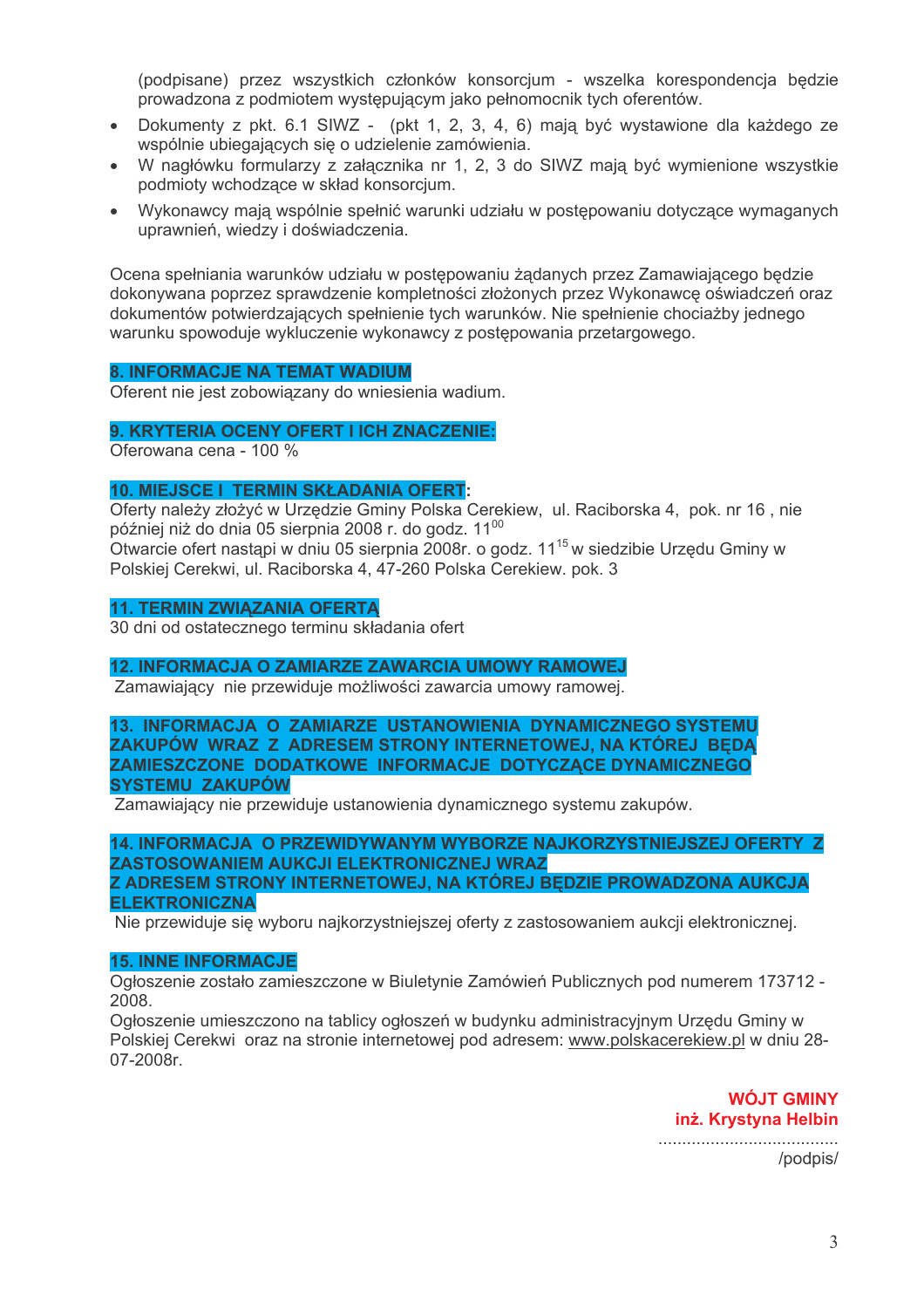(podpisane) przez wszystkich członków konsorcjum - wszelka korespondencja będzie prowadzona z podmiotem występującym jako pełnomocnik tych oferentów.

- Dokumenty z pkt. 6.1 SIWZ - (pkt 1, 2, 3, 4, 6) mają być wystawione dla każdego ze wspólnie ubiegających się o udzielenie zamówienia.
- W nagłówku formularzy z załącznika nr 1, 2, 3 do SIWZ mają być wymienione wszystkie podmioty wchodzące w skład konsorcjum.
- Wykonawcy mają wspólnie spełnić warunki udziału w postępowaniu dotyczące wymaganych uprawnień, wiedzy i doświadczenia.

Ocena spełniania warunków udziału w postępowaniu żądanych przez Zamawiającego będzie dokonywana poprzez sprawdzenie kompletności złożonych przez Wykonawcę oświadczeń oraz dokumentów potwierdzających spełnienie tych warunków. Nie spełnienie chociażby jednego warunku spowoduje wykluczenie wykonawcy z postępowania przetargowego.

## 8. INFORMACJE NA TEMAT WADIUM

Oferent nie jest zobowiązany do wniesienia wadium.

## 9. KRYTERIA OCENY OFERT I ICH ZNACZENIE:

Oferowana cena - 100 %

## 10. MIEJSCE I TERMIN SKŁADANIA OFERT:

Oferty należy złożyć w Urzędzie Gminy Polska Cerekiew, ul. Raciborska 4, pok. nr 16 , nie później niż do dnia 05 sierpnia 2008 r. do godz. 11[00]

Otwarcie ofert nastąpi w dniu 05 sierpnia 2008r. o godz. 11[15] w siedzibie Urzędu Gminy w Polskiej Cerekwi, ul. Raciborska 4, 47-260 Polska Cerekiew. pok. 3

## 11. TERMIN ZWIĄZANIA OFERTĄ

30 dni od ostatecznego terminu składania ofert

## 12. INFORMACJA O ZAMIARZE ZAWARCIA UMOWY RAMOWEJ

Zamawiający nie przewiduje możliwości zawarcia umowy ramowej.

## 13. INFORMACJA O ZAMIARZE USTANOWIENIA DYNAMICZNEGO SYSTEMU ZAKUPÓW WRAZ Z ADRESEM STRONY INTERNETOWEJ, NA KTÓREJ BĘDĄ ZAMIESZCZONE DODATKOWE INFORMACJE DOTYCZĄCE DYNAMICZNEGO SYSTEMU ZAKUPÓW

Zamawiający nie przewiduje ustanowienia dynamicznego systemu zakupów.

## 14. INFORMACJA O PRZEWIDYWANYM WYBORZE NAJKORZYSTNIEJSZEJ OFERTY Z ZASTOSOWANIEM AUKCJI ELEKTRONICZNEJ WRAZ Z ADRESEM STRONY INTERNETOWEJ, NA KTÓREJ BĘDZIE PROWADZONA AUKCJA ELEKTRONICZNA

Nie przewiduje się wyboru najkorzystniejszej oferty z zastosowaniem aukcji elektronicznej.

## 15. INNE INFORMACJE

Ogłoszenie zostało zamieszczone w Biuletynie Zamówień Publicznych pod numerem 173712 - 2008.

Ogłoszenie umieszczono na tablicy ogłoszeń w budynku administracyjnym Urzędu Gminy w Polskiej Cerekwi oraz na stronie internetowej pod adresem: www.polskacerekiew.pl w dniu 28-07-2008r.

**WÓJT GMINY**
**inż. Krystyna Helbin**

.....................................
/podpis/